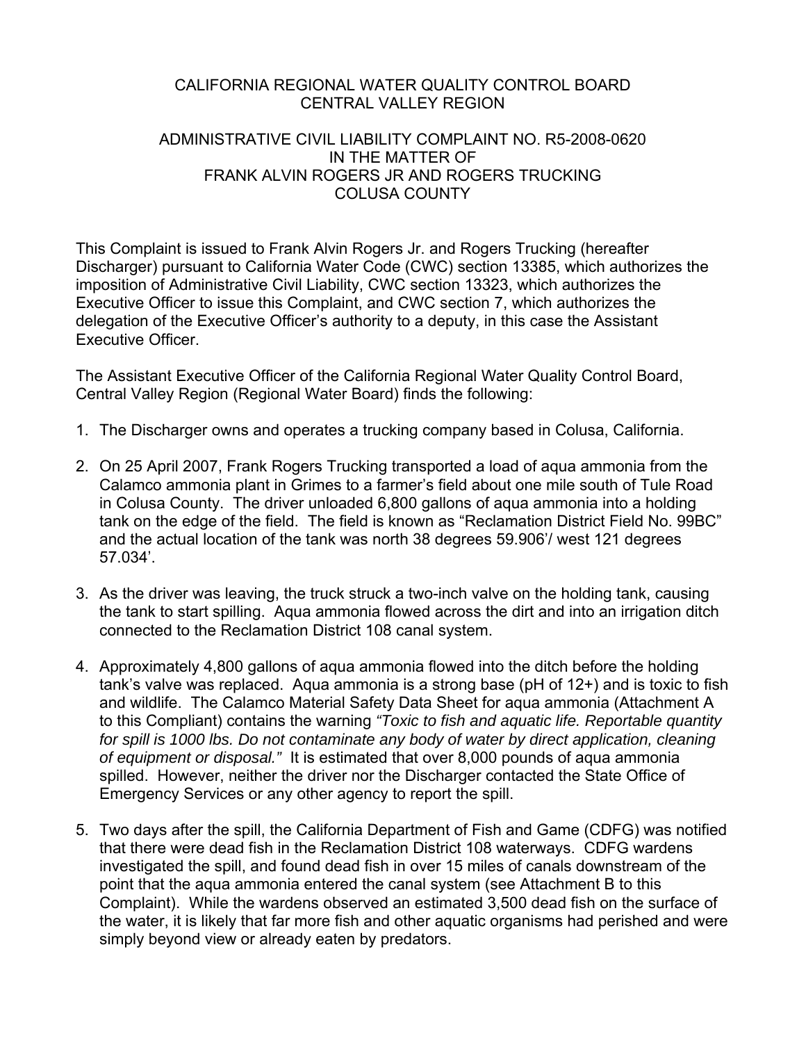CALIFORNIA REGIONAL WATER QUALITY CONTROL BOARD
CENTRAL VALLEY REGION

ADMINISTRATIVE CIVIL LIABILITY COMPLAINT NO. R5-2008-0620
IN THE MATTER OF
FRANK ALVIN ROGERS JR AND ROGERS TRUCKING
COLUSA COUNTY

This Complaint is issued to Frank Alvin Rogers Jr. and Rogers Trucking (hereafter Discharger) pursuant to California Water Code (CWC) section 13385, which authorizes the imposition of Administrative Civil Liability, CWC section 13323, which authorizes the Executive Officer to issue this Complaint, and CWC section 7, which authorizes the delegation of the Executive Officer's authority to a deputy, in this case the Assistant Executive Officer.

The Assistant Executive Officer of the California Regional Water Quality Control Board, Central Valley Region (Regional Water Board) finds the following:

1. The Discharger owns and operates a trucking company based in Colusa, California.

2. On 25 April 2007, Frank Rogers Trucking transported a load of aqua ammonia from the Calamco ammonia plant in Grimes to a farmer's field about one mile south of Tule Road in Colusa County. The driver unloaded 6,800 gallons of aqua ammonia into a holding tank on the edge of the field. The field is known as "Reclamation District Field No. 99BC" and the actual location of the tank was north 38 degrees 59.906'/ west 121 degrees 57.034'.

3. As the driver was leaving, the truck struck a two-inch valve on the holding tank, causing the tank to start spilling. Aqua ammonia flowed across the dirt and into an irrigation ditch connected to the Reclamation District 108 canal system.

4. Approximately 4,800 gallons of aqua ammonia flowed into the ditch before the holding tank's valve was replaced. Aqua ammonia is a strong base (pH of 12+) and is toxic to fish and wildlife. The Calamco Material Safety Data Sheet for aqua ammonia (Attachment A to this Compliant) contains the warning *"Toxic to fish and aquatic life. Reportable quantity for spill is 1000 lbs. Do not contaminate any body of water by direct application, cleaning of equipment or disposal."* It is estimated that over 8,000 pounds of aqua ammonia spilled. However, neither the driver nor the Discharger contacted the State Office of Emergency Services or any other agency to report the spill.

5. Two days after the spill, the California Department of Fish and Game (CDFG) was notified that there were dead fish in the Reclamation District 108 waterways. CDFG wardens investigated the spill, and found dead fish in over 15 miles of canals downstream of the point that the aqua ammonia entered the canal system (see Attachment B to this Complaint). While the wardens observed an estimated 3,500 dead fish on the surface of the water, it is likely that far more fish and other aquatic organisms had perished and were simply beyond view or already eaten by predators.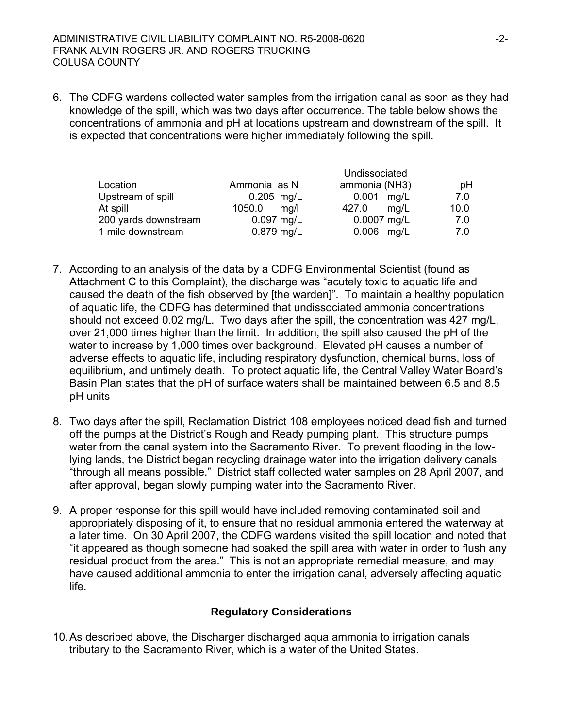6. The CDFG wardens collected water samples from the irrigation canal as soon as they had knowledge of the spill, which was two days after occurrence. The table below shows the concentrations of ammonia and pH at locations upstream and downstream of the spill. It is expected that concentrations were higher immediately following the spill.

| Location | Ammonia as N | Undissociated ammonia ($NH_3$) | pH |
|---|---|---|---|
| Upstream of spill | 0.205 mg/L | 0.001 mg/L | 7.0 |
| At spill | 1050.0 mg/l | 427.0 mg/L | 10.0 |
| 200 yards downstream | 0.097 mg/L | 0.0007 mg/L | 7.0 |
| 1 mile downstream | 0.879 mg/L | 0.006 mg/L | 7.0 |

7. According to an analysis of the data by a CDFG Environmental Scientist (found as Attachment C to this Complaint), the discharge was "acutely toxic to aquatic life and caused the death of the fish observed by [the warden]". To maintain a healthy population of aquatic life, the CDFG has determined that undissociated ammonia concentrations should not exceed 0.02 mg/L. Two days after the spill, the concentration was 427 mg/L, over 21,000 times higher than the limit. In addition, the spill also caused the pH of the water to increase by 1,000 times over background. Elevated pH causes a number of adverse effects to aquatic life, including respiratory dysfunction, chemical burns, loss of equilibrium, and untimely death. To protect aquatic life, the Central Valley Water Board's Basin Plan states that the pH of surface waters shall be maintained between 6.5 and 8.5 pH units

8. Two days after the spill, Reclamation District 108 employees noticed dead fish and turned off the pumps at the District's Rough and Ready pumping plant. This structure pumps water from the canal system into the Sacramento River. To prevent flooding in the low-lying lands, the District began recycling drainage water into the irrigation delivery canals "through all means possible." District staff collected water samples on 28 April 2007, and after approval, began slowly pumping water into the Sacramento River.

9. A proper response for this spill would have included removing contaminated soil and appropriately disposing of it, to ensure that no residual ammonia entered the waterway at a later time. On 30 April 2007, the CDFG wardens visited the spill location and noted that "it appeared as though someone had soaked the spill area with water in order to flush any residual product from the area." This is not an appropriate remedial measure, and may have caused additional ammonia to enter the irrigation canal, adversely affecting aquatic life.

### Regulatory Considerations

10. As described above, the Discharger discharged aqua ammonia to irrigation canals tributary to the Sacramento River, which is a water of the United States.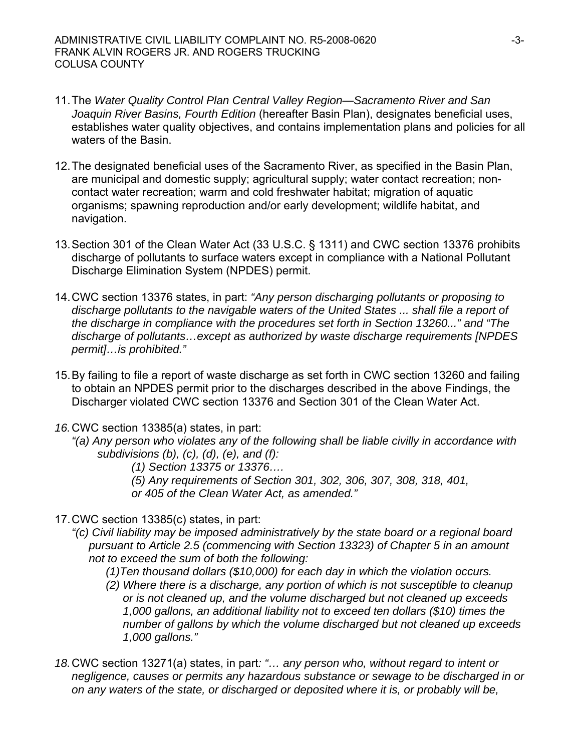11. The *Water Quality Control Plan Central Valley Region—Sacramento River and San Joaquin River Basins, Fourth Edition* (hereafter Basin Plan), designates beneficial uses, establishes water quality objectives, and contains implementation plans and policies for all waters of the Basin.

12. The designated beneficial uses of the Sacramento River, as specified in the Basin Plan, are municipal and domestic supply; agricultural supply; water contact recreation; non-contact water recreation; warm and cold freshwater habitat; migration of aquatic organisms; spawning reproduction and/or early development; wildlife habitat, and navigation.

13. Section 301 of the Clean Water Act (33 U.S.C. § 1311) and CWC section 13376 prohibits discharge of pollutants to surface waters except in compliance with a National Pollutant Discharge Elimination System (NPDES) permit.

14. CWC section 13376 states, in part: *"Any person discharging pollutants or proposing to discharge pollutants to the navigable waters of the United States ... shall file a report of the discharge in compliance with the procedures set forth in Section 13260..." and "The discharge of pollutants…except as authorized by waste discharge requirements [NPDES permit]…is prohibited."*

15. By failing to file a report of waste discharge as set forth in CWC section 13260 and failing to obtain an NPDES permit prior to the discharges described in the above Findings, the Discharger violated CWC section 13376 and Section 301 of the Clean Water Act.

16. CWC section 13385(a) states, in part:
*"(a) Any person who violates any of the following shall be liable civilly in accordance with subdivisions (b), (c), (d), (e), and (f):*
*(1) Section 13375 or 13376….*
*(5) Any requirements of Section 301, 302, 306, 307, 308, 318, 401, or 405 of the Clean Water Act, as amended."*

17. CWC section 13385(c) states, in part:
*"(c) Civil liability may be imposed administratively by the state board or a regional board pursuant to Article 2.5 (commencing with Section 13323) of Chapter 5 in an amount not to exceed the sum of both the following:*
*(1)Ten thousand dollars ($10,000) for each day in which the violation occurs.*
*(2) Where there is a discharge, any portion of which is not susceptible to cleanup or is not cleaned up, and the volume discharged but not cleaned up exceeds 1,000 gallons, an additional liability not to exceed ten dollars ($10) times the number of gallons by which the volume discharged but not cleaned up exceeds 1,000 gallons."*

18. CWC section 13271(a) states, in part*: "… any person who, without regard to intent or negligence, causes or permits any hazardous substance or sewage to be discharged in or on any waters of the state, or discharged or deposited where it is, or probably will be,*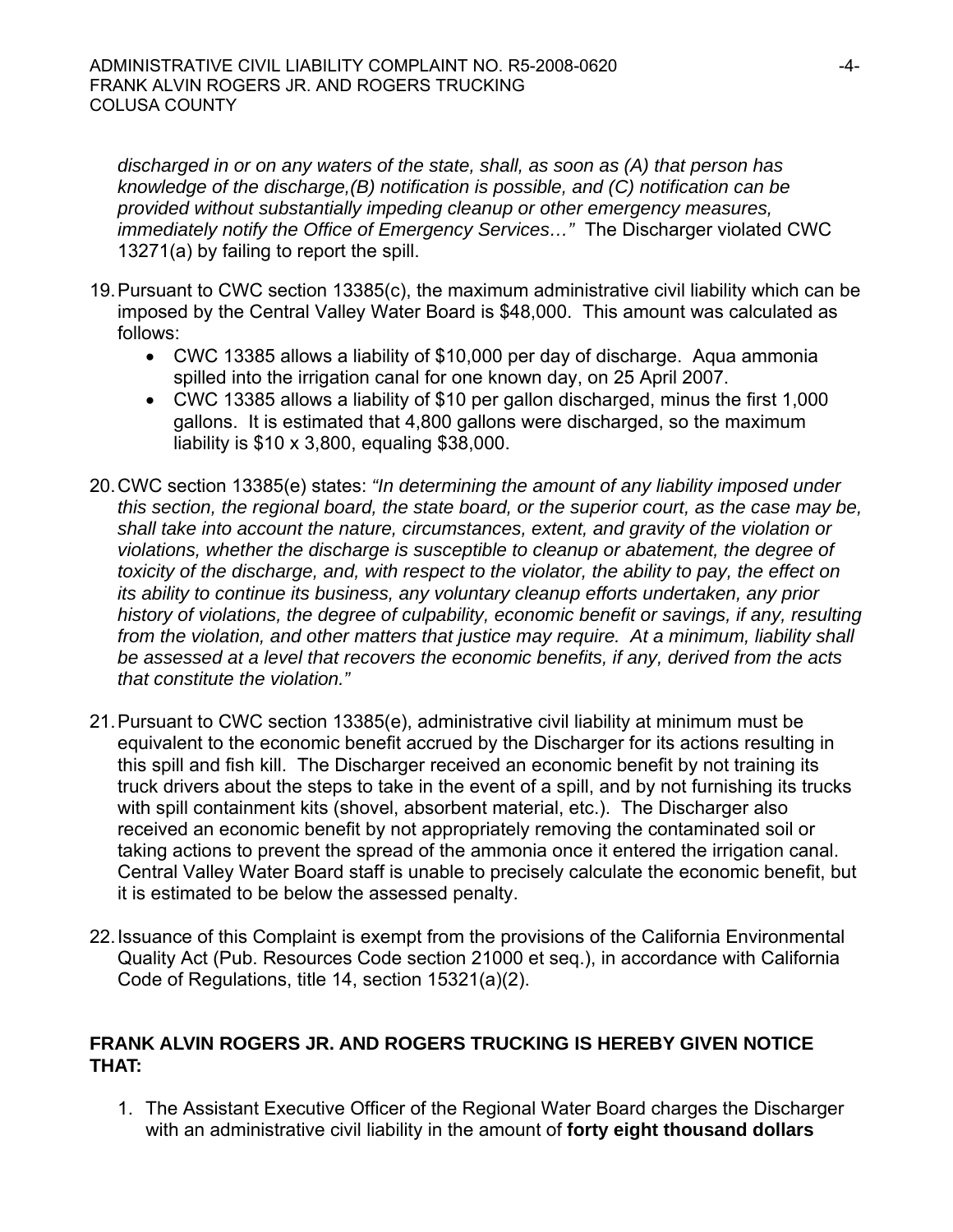*discharged in or on any waters of the state, shall, as soon as (A) that person has knowledge of the discharge,(B) notification is possible, and (C) notification can be provided without substantially impeding cleanup or other emergency measures, immediately notify the Office of Emergency Services…"* The Discharger violated CWC 13271(a) by failing to report the spill.

19. Pursuant to CWC section 13385(c), the maximum administrative civil liability which can be imposed by the Central Valley Water Board is $48,000. This amount was calculated as follows:
    - CWC 13385 allows a liability of $10,000 per day of discharge. Aqua ammonia spilled into the irrigation canal for one known day, on 25 April 2007.
    - CWC 13385 allows a liability of $10 per gallon discharged, minus the first 1,000 gallons. It is estimated that 4,800 gallons were discharged, so the maximum liability is $10 x 3,800, equaling $38,000.

20. CWC section 13385(e) states: *"In determining the amount of any liability imposed under this section, the regional board, the state board, or the superior court, as the case may be, shall take into account the nature, circumstances, extent, and gravity of the violation or violations, whether the discharge is susceptible to cleanup or abatement, the degree of toxicity of the discharge, and, with respect to the violator, the ability to pay, the effect on its ability to continue its business, any voluntary cleanup efforts undertaken, any prior history of violations, the degree of culpability, economic benefit or savings, if any, resulting from the violation, and other matters that justice may require. At a minimum, liability shall be assessed at a level that recovers the economic benefits, if any, derived from the acts that constitute the violation."*

21. Pursuant to CWC section 13385(e), administrative civil liability at minimum must be equivalent to the economic benefit accrued by the Discharger for its actions resulting in this spill and fish kill. The Discharger received an economic benefit by not training its truck drivers about the steps to take in the event of a spill, and by not furnishing its trucks with spill containment kits (shovel, absorbent material, etc.). The Discharger also received an economic benefit by not appropriately removing the contaminated soil or taking actions to prevent the spread of the ammonia once it entered the irrigation canal. Central Valley Water Board staff is unable to precisely calculate the economic benefit, but it is estimated to be below the assessed penalty.

22. Issuance of this Complaint is exempt from the provisions of the California Environmental Quality Act (Pub. Resources Code section 21000 et seq.), in accordance with California Code of Regulations, title 14, section 15321(a)(2).

**FRANK ALVIN ROGERS JR. AND ROGERS TRUCKING IS HEREBY GIVEN NOTICE THAT:**

1. The Assistant Executive Officer of the Regional Water Board charges the Discharger with an administrative civil liability in the amount of **forty eight thousand dollars**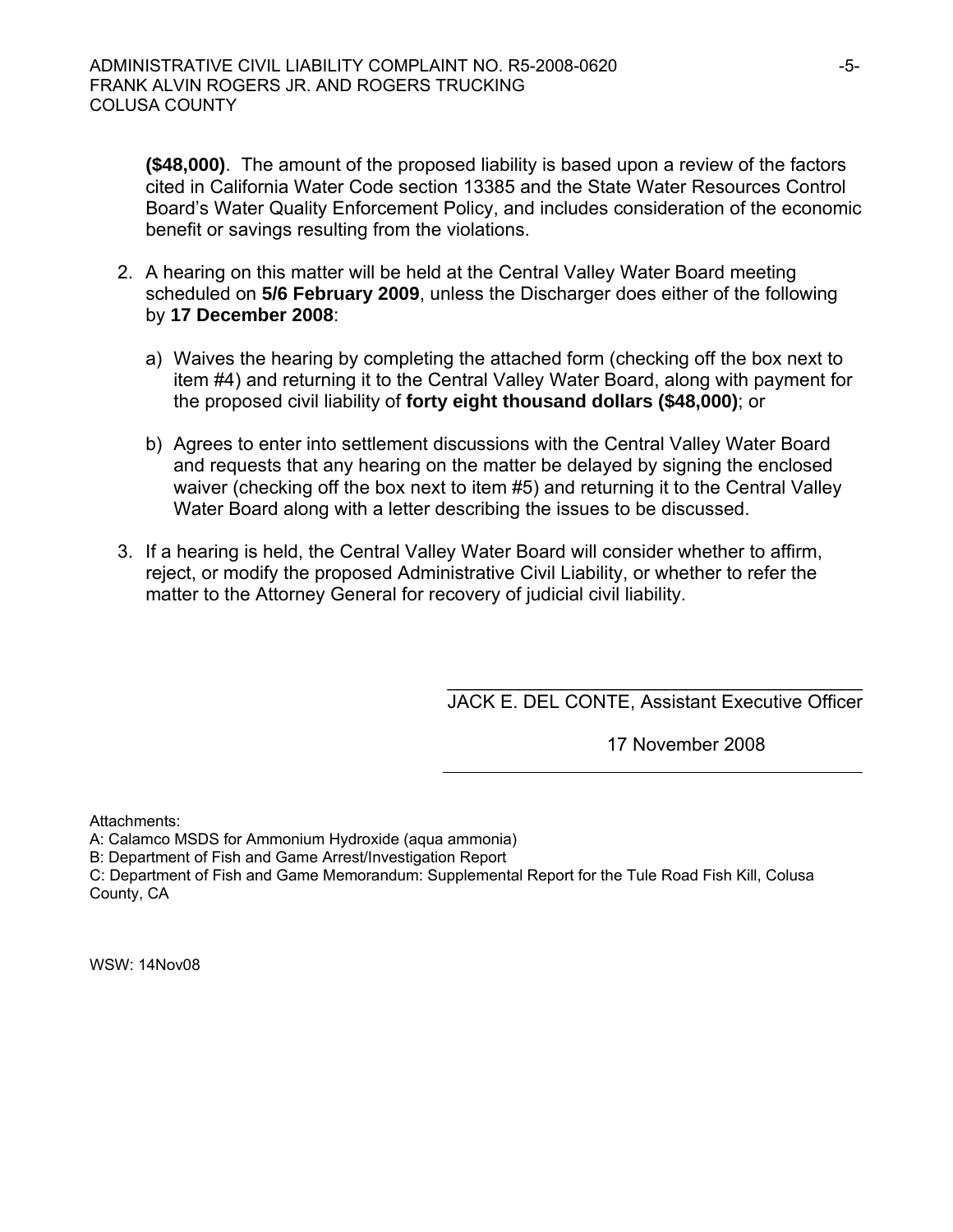**($48,000)**. The amount of the proposed liability is based upon a review of the factors cited in California Water Code section 13385 and the State Water Resources Control Board's Water Quality Enforcement Policy, and includes consideration of the economic benefit or savings resulting from the violations.

2. A hearing on this matter will be held at the Central Valley Water Board meeting scheduled on **5/6 February 2009**, unless the Discharger does either of the following by **17 December 2008**:

   a) Waives the hearing by completing the attached form (checking off the box next to item #4) and returning it to the Central Valley Water Board, along with payment for the proposed civil liability of **forty eight thousand dollars ($48,000)**; or

   b) Agrees to enter into settlement discussions with the Central Valley Water Board and requests that any hearing on the matter be delayed by signing the enclosed waiver (checking off the box next to item #5) and returning it to the Central Valley Water Board along with a letter describing the issues to be discussed.

3. If a hearing is held, the Central Valley Water Board will consider whether to affirm, reject, or modify the proposed Administrative Civil Liability, or whether to refer the matter to the Attorney General for recovery of judicial civil liability.

JACK E. DEL CONTE, Assistant Executive Officer

17 November 2008

Attachments:
A: Calamco MSDS for Ammonium Hydroxide (aqua ammonia)
B: Department of Fish and Game Arrest/Investigation Report
C: Department of Fish and Game Memorandum: Supplemental Report for the Tule Road Fish Kill, Colusa County, CA

WSW: 14Nov08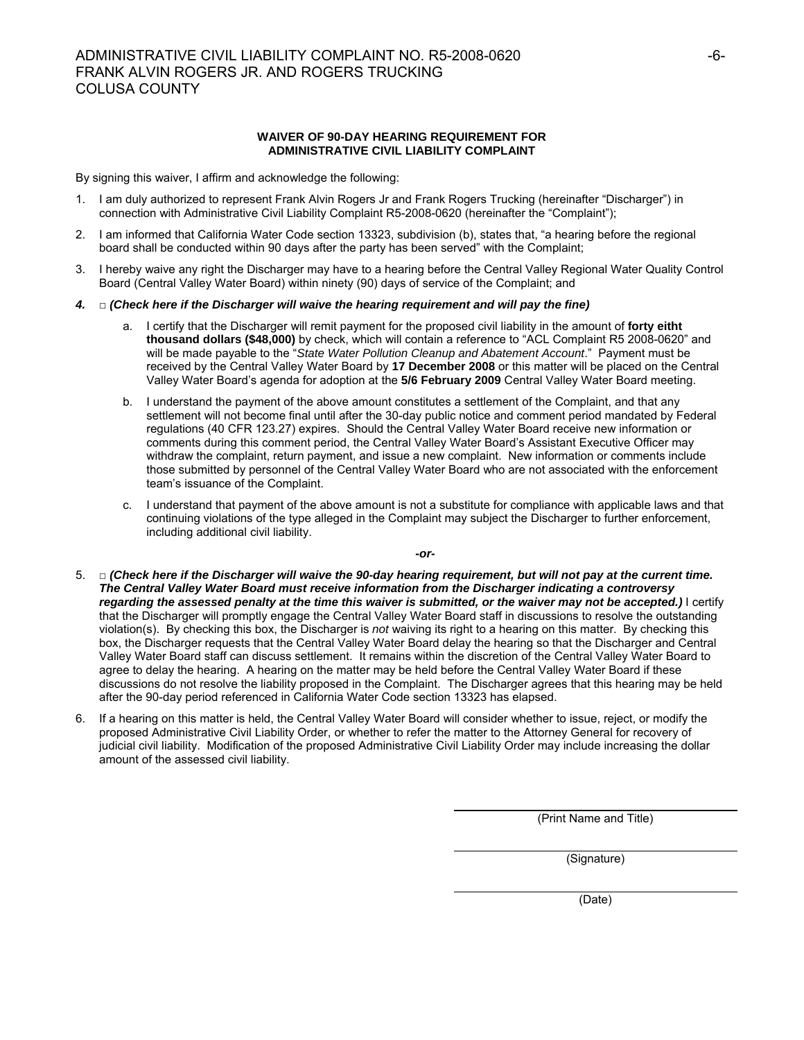**WAIVER OF 90-DAY HEARING REQUIREMENT FOR ADMINISTRATIVE CIVIL LIABILITY COMPLAINT**

By signing this waiver, I affirm and acknowledge the following:

1. I am duly authorized to represent Frank Alvin Rogers Jr and Frank Rogers Trucking (hereinafter "Discharger") in connection with Administrative Civil Liability Complaint R5-2008-0620 (hereinafter the "Complaint");

2. I am informed that California Water Code section 13323, subdivision (b), states that, "a hearing before the regional board shall be conducted within 90 days after the party has been served" with the Complaint;

3. I hereby waive any right the Discharger may have to a hearing before the Central Valley Regional Water Quality Control Board (Central Valley Water Board) within ninety (90) days of service of the Complaint; and

4. □ ***(Check here if the Discharger will waive the hearing requirement and will pay the fine)***

   a. I certify that the Discharger will remit payment for the proposed civil liability in the amount of **forty eitht thousand dollars ($48,000)** by check, which will contain a reference to "ACL Complaint R5 2008-0620" and will be made payable to the "*State Water Pollution Cleanup and Abatement Account*." Payment must be received by the Central Valley Water Board by **17 December 2008** or this matter will be placed on the Central Valley Water Board's agenda for adoption at the **5/6 February 2009** Central Valley Water Board meeting.

   b. I understand the payment of the above amount constitutes a settlement of the Complaint, and that any settlement will not become final until after the 30-day public notice and comment period mandated by Federal regulations (40 CFR 123.27) expires. Should the Central Valley Water Board receive new information or comments during this comment period, the Central Valley Water Board's Assistant Executive Officer may withdraw the complaint, return payment, and issue a new complaint. New information or comments include those submitted by personnel of the Central Valley Water Board who are not associated with the enforcement team's issuance of the Complaint.

   c. I understand that payment of the above amount is not a substitute for compliance with applicable laws and that continuing violations of the type alleged in the Complaint may subject the Discharger to further enforcement, including additional civil liability.

***-or-***

5. □ ***(Check here if the Discharger will waive the 90-day hearing requirement, but will not pay at the current time. The Central Valley Water Board must receive information from the Discharger indicating a controversy regarding the assessed penalty at the time this waiver is submitted, or the waiver may not be accepted.)*** I certify that the Discharger will promptly engage the Central Valley Water Board staff in discussions to resolve the outstanding violation(s). By checking this box, the Discharger is *not* waiving its right to a hearing on this matter. By checking this box, the Discharger requests that the Central Valley Water Board delay the hearing so that the Discharger and Central Valley Water Board staff can discuss settlement. It remains within the discretion of the Central Valley Water Board to agree to delay the hearing. A hearing on the matter may be held before the Central Valley Water Board if these discussions do not resolve the liability proposed in the Complaint. The Discharger agrees that this hearing may be held after the 90-day period referenced in California Water Code section 13323 has elapsed.

6. If a hearing on this matter is held, the Central Valley Water Board will consider whether to issue, reject, or modify the proposed Administrative Civil Liability Order, or whether to refer the matter to the Attorney General for recovery of judicial civil liability. Modification of the proposed Administrative Civil Liability Order may include increasing the dollar amount of the assessed civil liability.

\_\_\_\_\_\_\_\_\_\_\_\_\_\_\_\_\_\_\_\_\_\_\_\_\_\_\_\_\_\_
(Print Name and Title)

\_\_\_\_\_\_\_\_\_\_\_\_\_\_\_\_\_\_\_\_\_\_\_\_\_\_\_\_\_\_
(Signature)

\_\_\_\_\_\_\_\_\_\_\_\_\_\_\_\_\_\_\_\_\_\_\_\_\_\_\_\_\_\_
(Date)